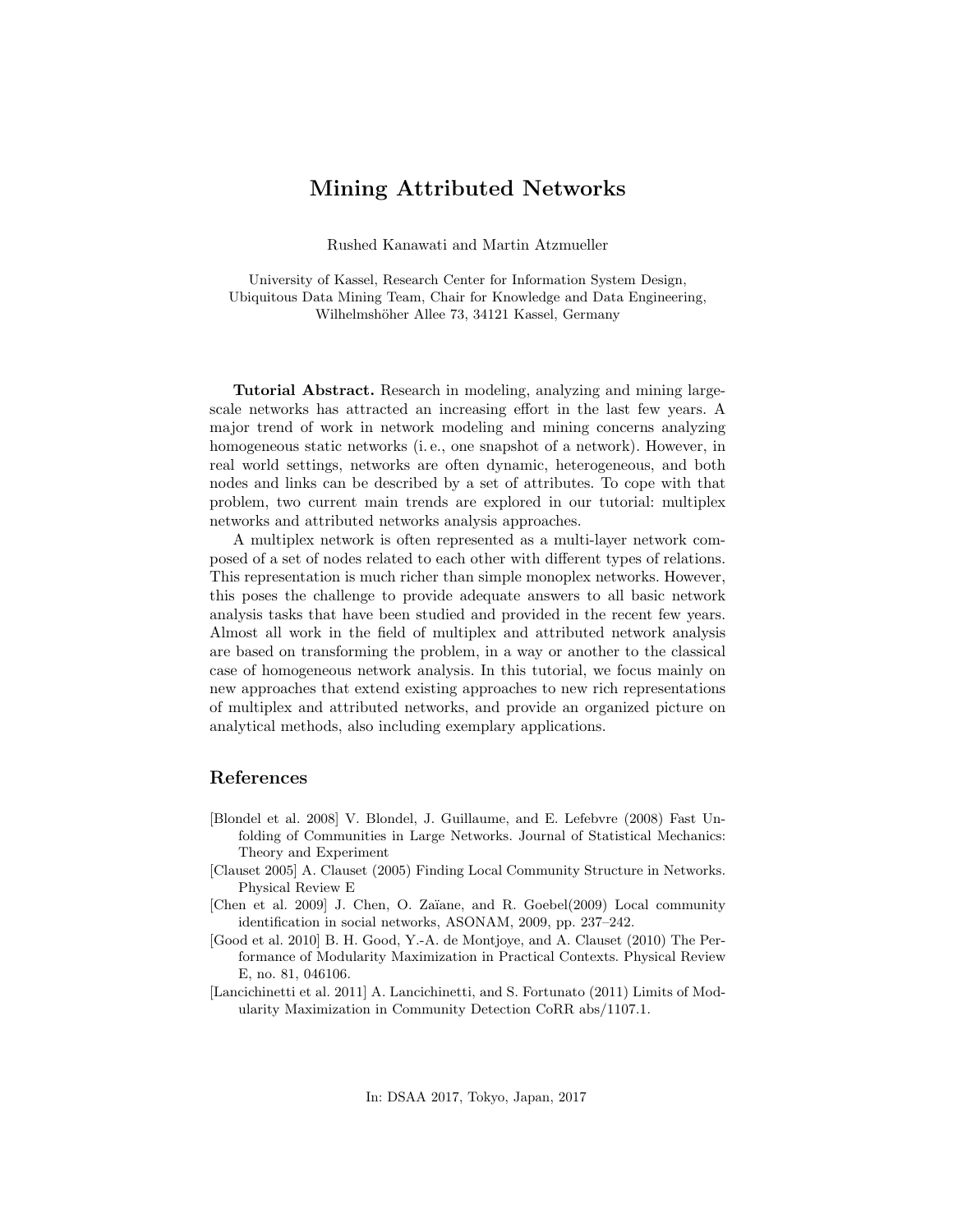# Mining Attributed Networks

Rushed Kanawati and Martin Atzmueller

University of Kassel, Research Center for Information System Design,
Ubiquitous Data Mining Team, Chair for Knowledge and Data Engineering,
Wilhelmshöher Allee 73, 34121 Kassel, Germany

**Tutorial Abstract.** Research in modeling, analyzing and mining large-scale networks has attracted an increasing effort in the last few years. A major trend of work in network modeling and mining concerns analyzing homogeneous static networks (i. e., one snapshot of a network). However, in real world settings, networks are often dynamic, heterogeneous, and both nodes and links can be described by a set of attributes. To cope with that problem, two current main trends are explored in our tutorial: multiplex networks and attributed networks analysis approaches.

A multiplex network is often represented as a multi-layer network composed of a set of nodes related to each other with different types of relations. This representation is much richer than simple monoplex networks. However, this poses the challenge to provide adequate answers to all basic network analysis tasks that have been studied and provided in the recent few years. Almost all work in the field of multiplex and attributed network analysis are based on transforming the problem, in a way or another to the classical case of homogeneous network analysis. In this tutorial, we focus mainly on new approaches that extend existing approaches to new rich representations of multiplex and attributed networks, and provide an organized picture on analytical methods, also including exemplary applications.

## References

[Blondel et al. 2008] V. Blondel, J. Guillaume, and E. Lefebvre (2008) Fast Unfolding of Communities in Large Networks. Journal of Statistical Mechanics: Theory and Experiment

[Clauset 2005] A. Clauset (2005) Finding Local Community Structure in Networks. Physical Review E

[Chen et al. 2009] J. Chen, O. Zaïane, and R. Goebel(2009) Local community identification in social networks, ASONAM, 2009, pp. 237–242.

[Good et al. 2010] B. H. Good, Y.-A. de Montjoye, and A. Clauset (2010) The Performance of Modularity Maximization in Practical Contexts. Physical Review E, no. 81, 046106.

[Lancichinetti et al. 2011] A. Lancichinetti, and S. Fortunato (2011) Limits of Modularity Maximization in Community Detection CoRR abs/1107.1.

In: DSAA 2017, Tokyo, Japan, 2017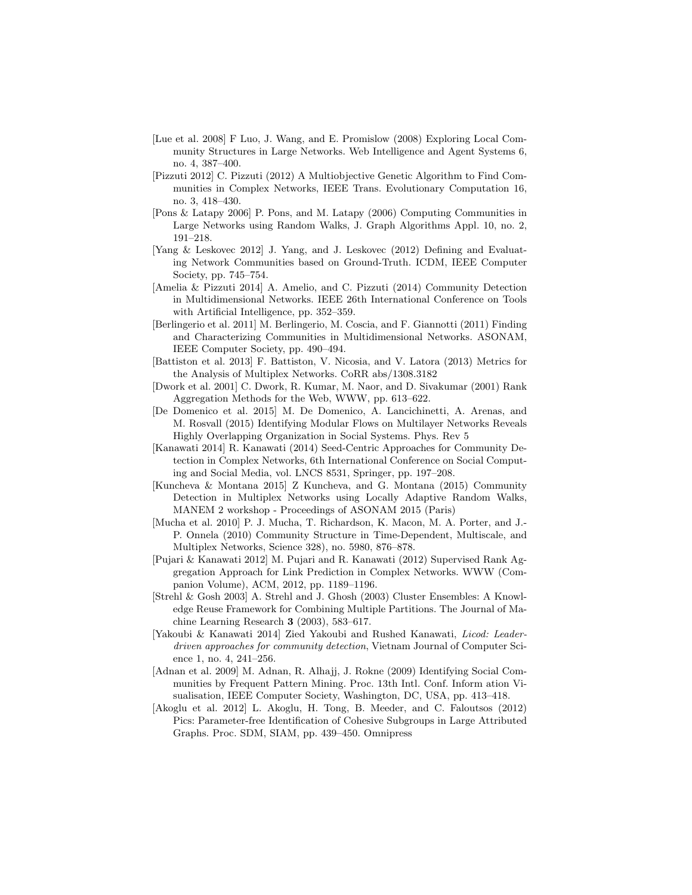[Lue et al. 2008] F Luo, J. Wang, and E. Promislow (2008) Exploring Local Community Structures in Large Networks. Web Intelligence and Agent Systems 6, no. 4, 387–400.

[Pizzuti 2012] C. Pizzuti (2012) A Multiobjective Genetic Algorithm to Find Communities in Complex Networks, IEEE Trans. Evolutionary Computation 16, no. 3, 418–430.

[Pons & Latapy 2006] P. Pons, and M. Latapy (2006) Computing Communities in Large Networks using Random Walks, J. Graph Algorithms Appl. 10, no. 2, 191–218.

[Yang & Leskovec 2012] J. Yang, and J. Leskovec (2012) Defining and Evaluating Network Communities based on Ground-Truth. ICDM, IEEE Computer Society, pp. 745–754.

[Amelia & Pizzuti 2014] A. Amelio, and C. Pizzuti (2014) Community Detection in Multidimensional Networks. IEEE 26th International Conference on Tools with Artificial Intelligence, pp. 352–359.

[Berlingerio et al. 2011] M. Berlingerio, M. Coscia, and F. Giannotti (2011) Finding and Characterizing Communities in Multidimensional Networks. ASONAM, IEEE Computer Society, pp. 490–494.

[Battiston et al. 2013] F. Battiston, V. Nicosia, and V. Latora (2013) Metrics for the Analysis of Multiplex Networks. CoRR abs/1308.3182

[Dwork et al. 2001] C. Dwork, R. Kumar, M. Naor, and D. Sivakumar (2001) Rank Aggregation Methods for the Web, WWW, pp. 613–622.

[De Domenico et al. 2015] M. De Domenico, A. Lancichinetti, A. Arenas, and M. Rosvall (2015) Identifying Modular Flows on Multilayer Networks Reveals Highly Overlapping Organization in Social Systems. Phys. Rev 5

[Kanawati 2014] R. Kanawati (2014) Seed-Centric Approaches for Community Detection in Complex Networks, 6th International Conference on Social Computing and Social Media, vol. LNCS 8531, Springer, pp. 197–208.

[Kuncheva & Montana 2015] Z Kuncheva, and G. Montana (2015) Community Detection in Multiplex Networks using Locally Adaptive Random Walks, MANEM 2 workshop - Proceedings of ASONAM 2015 (Paris)

[Mucha et al. 2010] P. J. Mucha, T. Richardson, K. Macon, M. A. Porter, and J.-P. Onnela (2010) Community Structure in Time-Dependent, Multiscale, and Multiplex Networks, Science 328), no. 5980, 876–878.

[Pujari & Kanawati 2012] M. Pujari and R. Kanawati (2012) Supervised Rank Aggregation Approach for Link Prediction in Complex Networks. WWW (Companion Volume), ACM, 2012, pp. 1189–1196.

[Strehl & Gosh 2003] A. Strehl and J. Ghosh (2003) Cluster Ensembles: A Knowledge Reuse Framework for Combining Multiple Partitions. The Journal of Machine Learning Research **3** (2003), 583–617.

[Yakoubi & Kanawati 2014] Zied Yakoubi and Rushed Kanawati, *Licod: Leader-driven approaches for community detection*, Vietnam Journal of Computer Science 1, no. 4, 241–256.

[Adnan et al. 2009] M. Adnan, R. Alhajj, J. Rokne (2009) Identifying Social Communities by Frequent Pattern Mining. Proc. 13th Intl. Conf. Inform ation Visualisation, IEEE Computer Society, Washington, DC, USA, pp. 413–418.

[Akoglu et al. 2012] L. Akoglu, H. Tong, B. Meeder, and C. Faloutsos (2012) Pics: Parameter-free Identification of Cohesive Subgroups in Large Attributed Graphs. Proc. SDM, SIAM, pp. 439–450. Omnipress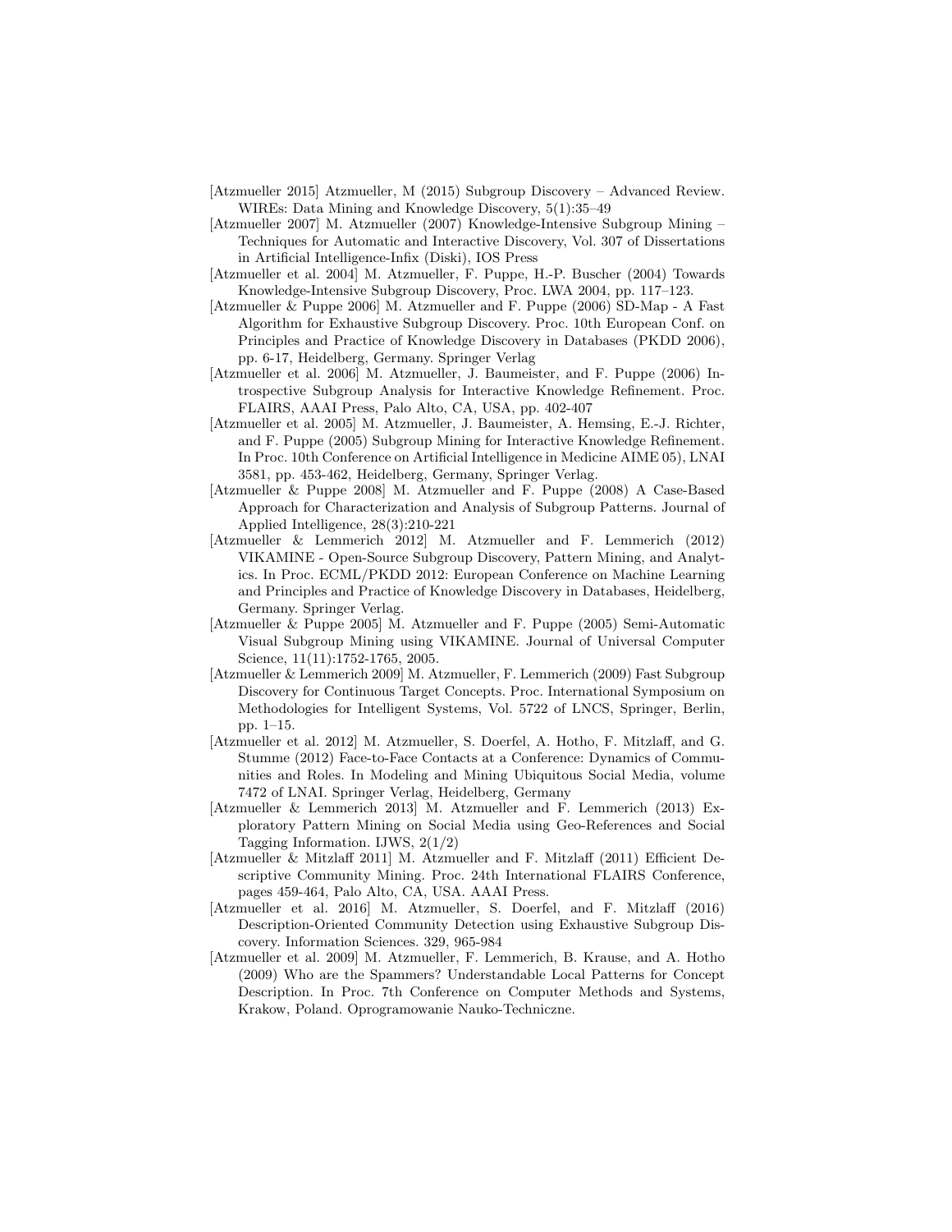[Atzmueller 2015] Atzmueller, M (2015) Subgroup Discovery – Advanced Review. WIREs: Data Mining and Knowledge Discovery, 5(1):35–49

[Atzmueller 2007] M. Atzmueller (2007) Knowledge-Intensive Subgroup Mining – Techniques for Automatic and Interactive Discovery, Vol. 307 of Dissertations in Artificial Intelligence-Infix (Diski), IOS Press

[Atzmueller et al. 2004] M. Atzmueller, F. Puppe, H.-P. Buscher (2004) Towards Knowledge-Intensive Subgroup Discovery, Proc. LWA 2004, pp. 117–123.

[Atzmueller & Puppe 2006] M. Atzmueller and F. Puppe (2006) SD-Map - A Fast Algorithm for Exhaustive Subgroup Discovery. Proc. 10th European Conf. on Principles and Practice of Knowledge Discovery in Databases (PKDD 2006), pp. 6-17, Heidelberg, Germany. Springer Verlag

[Atzmueller et al. 2006] M. Atzmueller, J. Baumeister, and F. Puppe (2006) Introspective Subgroup Analysis for Interactive Knowledge Refinement. Proc. FLAIRS, AAAI Press, Palo Alto, CA, USA, pp. 402-407

[Atzmueller et al. 2005] M. Atzmueller, J. Baumeister, A. Hemsing, E.-J. Richter, and F. Puppe (2005) Subgroup Mining for Interactive Knowledge Refinement. In Proc. 10th Conference on Artificial Intelligence in Medicine AIME 05), LNAI 3581, pp. 453-462, Heidelberg, Germany, Springer Verlag.

[Atzmueller & Puppe 2008] M. Atzmueller and F. Puppe (2008) A Case-Based Approach for Characterization and Analysis of Subgroup Patterns. Journal of Applied Intelligence, 28(3):210-221

[Atzmueller & Lemmerich 2012] M. Atzmueller and F. Lemmerich (2012) VIKAMINE - Open-Source Subgroup Discovery, Pattern Mining, and Analytics. In Proc. ECML/PKDD 2012: European Conference on Machine Learning and Principles and Practice of Knowledge Discovery in Databases, Heidelberg, Germany. Springer Verlag.

[Atzmueller & Puppe 2005] M. Atzmueller and F. Puppe (2005) Semi-Automatic Visual Subgroup Mining using VIKAMINE. Journal of Universal Computer Science, 11(11):1752-1765, 2005.

[Atzmueller & Lemmerich 2009] M. Atzmueller, F. Lemmerich (2009) Fast Subgroup Discovery for Continuous Target Concepts. Proc. International Symposium on Methodologies for Intelligent Systems, Vol. 5722 of LNCS, Springer, Berlin, pp. 1–15.

[Atzmueller et al. 2012] M. Atzmueller, S. Doerfel, A. Hotho, F. Mitzlaff, and G. Stumme (2012) Face-to-Face Contacts at a Conference: Dynamics of Communities and Roles. In Modeling and Mining Ubiquitous Social Media, volume 7472 of LNAI. Springer Verlag, Heidelberg, Germany

[Atzmueller & Lemmerich 2013] M. Atzmueller and F. Lemmerich (2013) Exploratory Pattern Mining on Social Media using Geo-References and Social Tagging Information. IJWS, 2(1/2)

[Atzmueller & Mitzlaff 2011] M. Atzmueller and F. Mitzlaff (2011) Efficient Descriptive Community Mining. Proc. 24th International FLAIRS Conference, pages 459-464, Palo Alto, CA, USA. AAAI Press.

[Atzmueller et al. 2016] M. Atzmueller, S. Doerfel, and F. Mitzlaff (2016) Description-Oriented Community Detection using Exhaustive Subgroup Discovery. Information Sciences. 329, 965-984

[Atzmueller et al. 2009] M. Atzmueller, F. Lemmerich, B. Krause, and A. Hotho (2009) Who are the Spammers? Understandable Local Patterns for Concept Description. In Proc. 7th Conference on Computer Methods and Systems, Krakow, Poland. Oprogramowanie Nauko-Techniczne.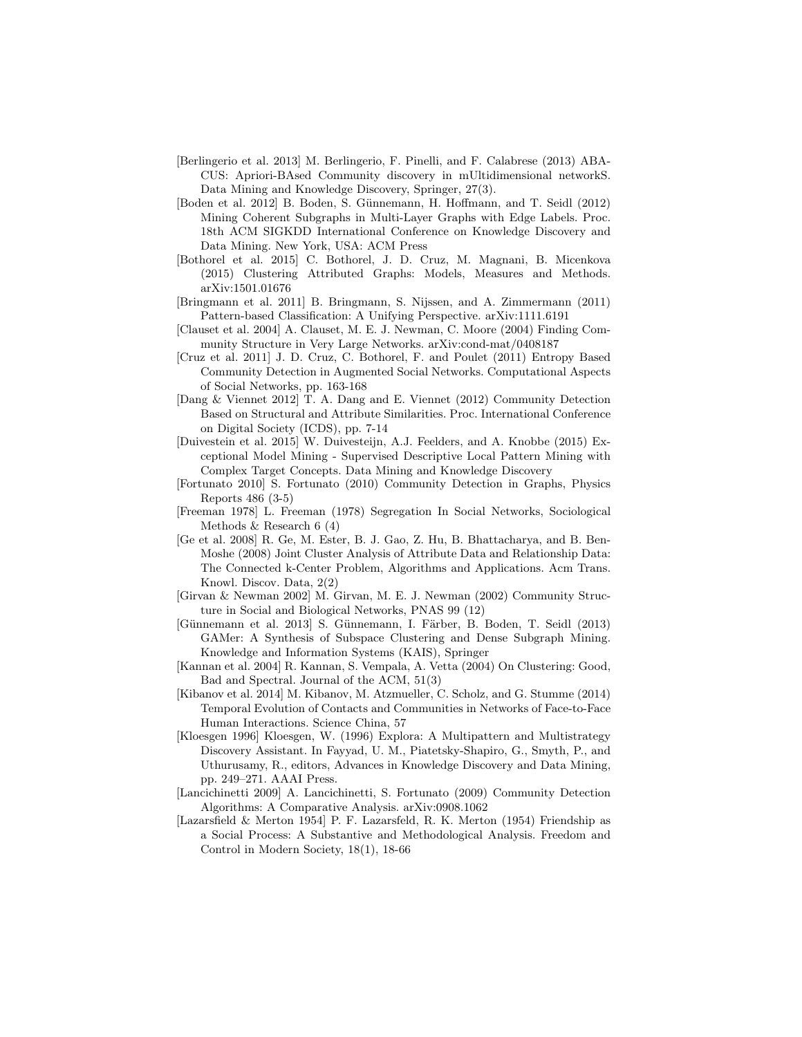[Berlingerio et al. 2013] M. Berlingerio, F. Pinelli, and F. Calabrese (2013) ABACUS: Apriori-BAsed Community discovery in mUltidimensional networkS. Data Mining and Knowledge Discovery, Springer, 27(3).

[Boden et al. 2012] B. Boden, S. Günnemann, H. Hoffmann, and T. Seidl (2012) Mining Coherent Subgraphs in Multi-Layer Graphs with Edge Labels. Proc. 18th ACM SIGKDD International Conference on Knowledge Discovery and Data Mining. New York, USA: ACM Press

[Bothorel et al. 2015] C. Bothorel, J. D. Cruz, M. Magnani, B. Micenkova (2015) Clustering Attributed Graphs: Models, Measures and Methods. arXiv:1501.01676

[Bringmann et al. 2011] B. Bringmann, S. Nijssen, and A. Zimmermann (2011) Pattern-based Classification: A Unifying Perspective. arXiv:1111.6191

[Clauset et al. 2004] A. Clauset, M. E. J. Newman, C. Moore (2004) Finding Community Structure in Very Large Networks. arXiv:cond-mat/0408187

[Cruz et al. 2011] J. D. Cruz, C. Bothorel, F. and Poulet (2011) Entropy Based Community Detection in Augmented Social Networks. Computational Aspects of Social Networks, pp. 163-168

[Dang & Viennet 2012] T. A. Dang and E. Viennet (2012) Community Detection Based on Structural and Attribute Similarities. Proc. International Conference on Digital Society (ICDS), pp. 7-14

[Duivestein et al. 2015] W. Duivesteijn, A.J. Feelders, and A. Knobbe (2015) Exceptional Model Mining - Supervised Descriptive Local Pattern Mining with Complex Target Concepts. Data Mining and Knowledge Discovery

[Fortunato 2010] S. Fortunato (2010) Community Detection in Graphs, Physics Reports 486 (3-5)

[Freeman 1978] L. Freeman (1978) Segregation In Social Networks, Sociological Methods & Research 6 (4)

[Ge et al. 2008] R. Ge, M. Ester, B. J. Gao, Z. Hu, B. Bhattacharya, and B. Ben-Moshe (2008) Joint Cluster Analysis of Attribute Data and Relationship Data: The Connected k-Center Problem, Algorithms and Applications. Acm Trans. Knowl. Discov. Data, 2(2)

[Girvan & Newman 2002] M. Girvan, M. E. J. Newman (2002) Community Structure in Social and Biological Networks, PNAS 99 (12)

[Günnemann et al. 2013] S. Günnemann, I. Färber, B. Boden, T. Seidl (2013) GAMer: A Synthesis of Subspace Clustering and Dense Subgraph Mining. Knowledge and Information Systems (KAIS), Springer

[Kannan et al. 2004] R. Kannan, S. Vempala, A. Vetta (2004) On Clustering: Good, Bad and Spectral. Journal of the ACM, 51(3)

[Kibanov et al. 2014] M. Kibanov, M. Atzmueller, C. Scholz, and G. Stumme (2014) Temporal Evolution of Contacts and Communities in Networks of Face-to-Face Human Interactions. Science China, 57

[Kloesgen 1996] Kloesgen, W. (1996) Explora: A Multipattern and Multistrategy Discovery Assistant. In Fayyad, U. M., Piatetsky-Shapiro, G., Smyth, P., and Uthurusamy, R., editors, Advances in Knowledge Discovery and Data Mining, pp. 249–271. AAAI Press.

[Lancichinetti 2009] A. Lancichinetti, S. Fortunato (2009) Community Detection Algorithms: A Comparative Analysis. arXiv:0908.1062

[Lazarsfeld & Merton 1954] P. F. Lazarsfeld, R. K. Merton (1954) Friendship as a Social Process: A Substantive and Methodological Analysis. Freedom and Control in Modern Society, 18(1), 18-66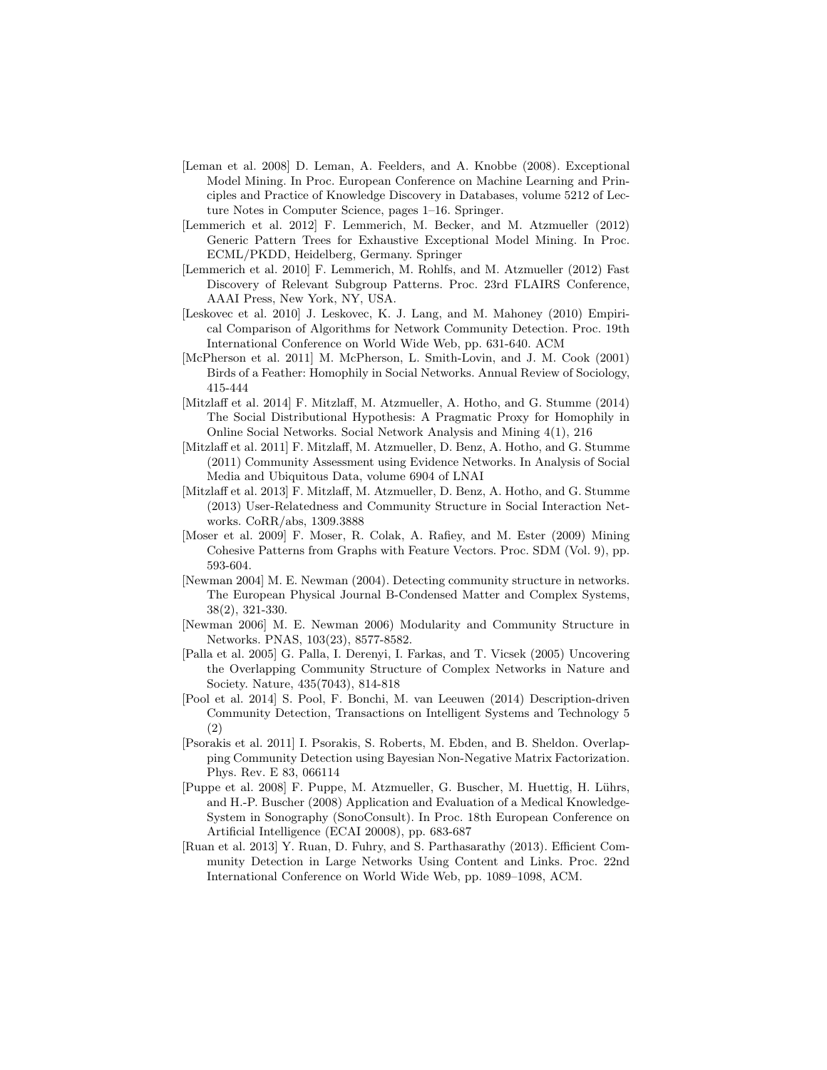[Leman et al. 2008] D. Leman, A. Feelders, and A. Knobbe (2008). Exceptional Model Mining. In Proc. European Conference on Machine Learning and Principles and Practice of Knowledge Discovery in Databases, volume 5212 of Lecture Notes in Computer Science, pages 1–16. Springer.

[Lemmerich et al. 2012] F. Lemmerich, M. Becker, and M. Atzmueller (2012) Generic Pattern Trees for Exhaustive Exceptional Model Mining. In Proc. ECML/PKDD, Heidelberg, Germany. Springer

[Lemmerich et al. 2010] F. Lemmerich, M. Rohlfs, and M. Atzmueller (2012) Fast Discovery of Relevant Subgroup Patterns. Proc. 23rd FLAIRS Conference, AAAI Press, New York, NY, USA.

[Leskovec et al. 2010] J. Leskovec, K. J. Lang, and M. Mahoney (2010) Empirical Comparison of Algorithms for Network Community Detection. Proc. 19th International Conference on World Wide Web, pp. 631-640. ACM

[McPherson et al. 2011] M. McPherson, L. Smith-Lovin, and J. M. Cook (2001) Birds of a Feather: Homophily in Social Networks. Annual Review of Sociology, 415-444

[Mitzlaff et al. 2014] F. Mitzlaff, M. Atzmueller, A. Hotho, and G. Stumme (2014) The Social Distributional Hypothesis: A Pragmatic Proxy for Homophily in Online Social Networks. Social Network Analysis and Mining 4(1), 216

[Mitzlaff et al. 2011] F. Mitzlaff, M. Atzmueller, D. Benz, A. Hotho, and G. Stumme (2011) Community Assessment using Evidence Networks. In Analysis of Social Media and Ubiquitous Data, volume 6904 of LNAI

[Mitzlaff et al. 2013] F. Mitzlaff, M. Atzmueller, D. Benz, A. Hotho, and G. Stumme (2013) User-Relatedness and Community Structure in Social Interaction Networks. CoRR/abs, 1309.3888

[Moser et al. 2009] F. Moser, R. Colak, A. Rafiey, and M. Ester (2009) Mining Cohesive Patterns from Graphs with Feature Vectors. Proc. SDM (Vol. 9), pp. 593-604.

[Newman 2004] M. E. Newman (2004). Detecting community structure in networks. The European Physical Journal B-Condensed Matter and Complex Systems, 38(2), 321-330.

[Newman 2006] M. E. Newman 2006) Modularity and Community Structure in Networks. PNAS, 103(23), 8577-8582.

[Palla et al. 2005] G. Palla, I. Derenyi, I. Farkas, and T. Vicsek (2005) Uncovering the Overlapping Community Structure of Complex Networks in Nature and Society. Nature, 435(7043), 814-818

[Pool et al. 2014] S. Pool, F. Bonchi, M. van Leeuwen (2014) Description-driven Community Detection, Transactions on Intelligent Systems and Technology 5 (2)

[Psorakis et al. 2011] I. Psorakis, S. Roberts, M. Ebden, and B. Sheldon. Overlapping Community Detection using Bayesian Non-Negative Matrix Factorization. Phys. Rev. E 83, 066114

[Puppe et al. 2008] F. Puppe, M. Atzmueller, G. Buscher, M. Huettig, H. Lührs, and H.-P. Buscher (2008) Application and Evaluation of a Medical Knowledge-System in Sonography (SonoConsult). In Proc. 18th European Conference on Artificial Intelligence (ECAI 20008), pp. 683-687

[Ruan et al. 2013] Y. Ruan, D. Fuhry, and S. Parthasarathy (2013). Efficient Community Detection in Large Networks Using Content and Links. Proc. 22nd International Conference on World Wide Web, pp. 1089–1098, ACM.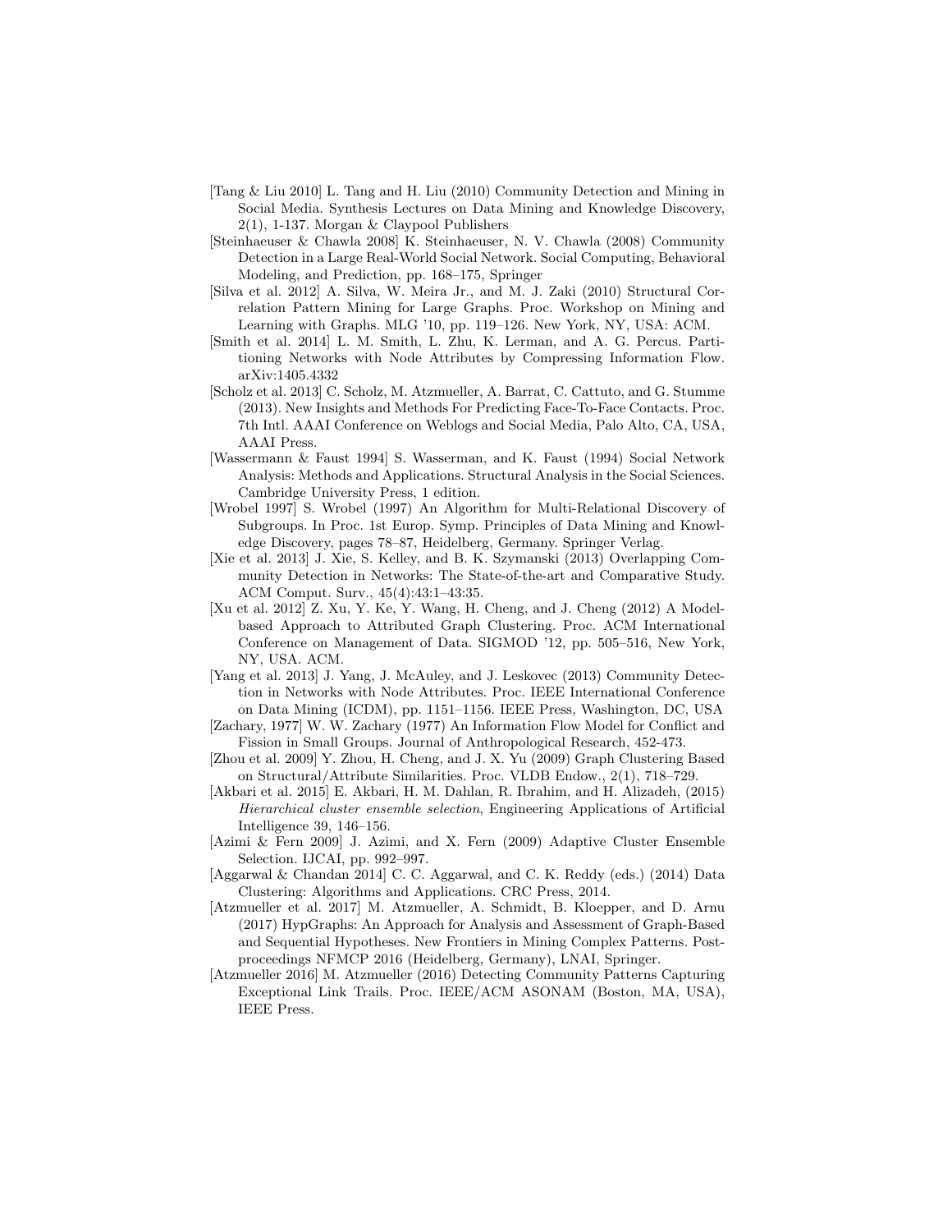[Tang & Liu 2010] L. Tang and H. Liu (2010) Community Detection and Mining in Social Media. Synthesis Lectures on Data Mining and Knowledge Discovery, 2(1), 1-137. Morgan & Claypool Publishers

[Steinhaeuser & Chawla 2008] K. Steinhaeuser, N. V. Chawla (2008) Community Detection in a Large Real-World Social Network. Social Computing, Behavioral Modeling, and Prediction, pp. 168–175, Springer

[Silva et al. 2012] A. Silva, W. Meira Jr., and M. J. Zaki (2010) Structural Correlation Pattern Mining for Large Graphs. Proc. Workshop on Mining and Learning with Graphs. MLG '10, pp. 119–126. New York, NY, USA: ACM.

[Smith et al. 2014] L. M. Smith, L. Zhu, K. Lerman, and A. G. Percus. Partitioning Networks with Node Attributes by Compressing Information Flow. arXiv:1405.4332

[Scholz et al. 2013] C. Scholz, M. Atzmueller, A. Barrat, C. Cattuto, and G. Stumme (2013). New Insights and Methods For Predicting Face-To-Face Contacts. Proc. 7th Intl. AAAI Conference on Weblogs and Social Media, Palo Alto, CA, USA, AAAI Press.

[Wassermann & Faust 1994] S. Wasserman, and K. Faust (1994) Social Network Analysis: Methods and Applications. Structural Analysis in the Social Sciences. Cambridge University Press, 1 edition.

[Wrobel 1997] S. Wrobel (1997) An Algorithm for Multi-Relational Discovery of Subgroups. In Proc. 1st Europ. Symp. Principles of Data Mining and Knowledge Discovery, pages 78–87, Heidelberg, Germany. Springer Verlag.

[Xie et al. 2013] J. Xie, S. Kelley, and B. K. Szymanski (2013) Overlapping Community Detection in Networks: The State-of-the-art and Comparative Study. ACM Comput. Surv., 45(4):43:1–43:35.

[Xu et al. 2012] Z. Xu, Y. Ke, Y. Wang, H. Cheng, and J. Cheng (2012) A Model-based Approach to Attributed Graph Clustering. Proc. ACM International Conference on Management of Data. SIGMOD '12, pp. 505–516, New York, NY, USA. ACM.

[Yang et al. 2013] J. Yang, J. McAuley, and J. Leskovec (2013) Community Detection in Networks with Node Attributes. Proc. IEEE International Conference on Data Mining (ICDM), pp. 1151–1156. IEEE Press, Washington, DC, USA

[Zachary, 1977] W. W. Zachary (1977) An Information Flow Model for Conflict and Fission in Small Groups. Journal of Anthropological Research, 452-473.

[Zhou et al. 2009] Y. Zhou, H. Cheng, and J. X. Yu (2009) Graph Clustering Based on Structural/Attribute Similarities. Proc. VLDB Endow., 2(1), 718–729.

[Akbari et al. 2015] E. Akbari, H. M. Dahlan, R. Ibrahim, and H. Alizadeh, (2015) *Hierarchical cluster ensemble selection*, Engineering Applications of Artificial Intelligence 39, 146–156.

[Azimi & Fern 2009] J. Azimi, and X. Fern (2009) Adaptive Cluster Ensemble Selection. IJCAI, pp. 992–997.

[Aggarwal & Chandan 2014] C. C. Aggarwal, and C. K. Reddy (eds.) (2014) Data Clustering: Algorithms and Applications. CRC Press, 2014.

[Atzmueller et al. 2017] M. Atzmueller, A. Schmidt, B. Kloepper, and D. Arnu (2017) HypGraphs: An Approach for Analysis and Assessment of Graph-Based and Sequential Hypotheses. New Frontiers in Mining Complex Patterns. Post-proceedings NFMCP 2016 (Heidelberg, Germany), LNAI, Springer.

[Atzmueller 2016] M. Atzmueller (2016) Detecting Community Patterns Capturing Exceptional Link Trails. Proc. IEEE/ACM ASONAM (Boston, MA, USA), IEEE Press.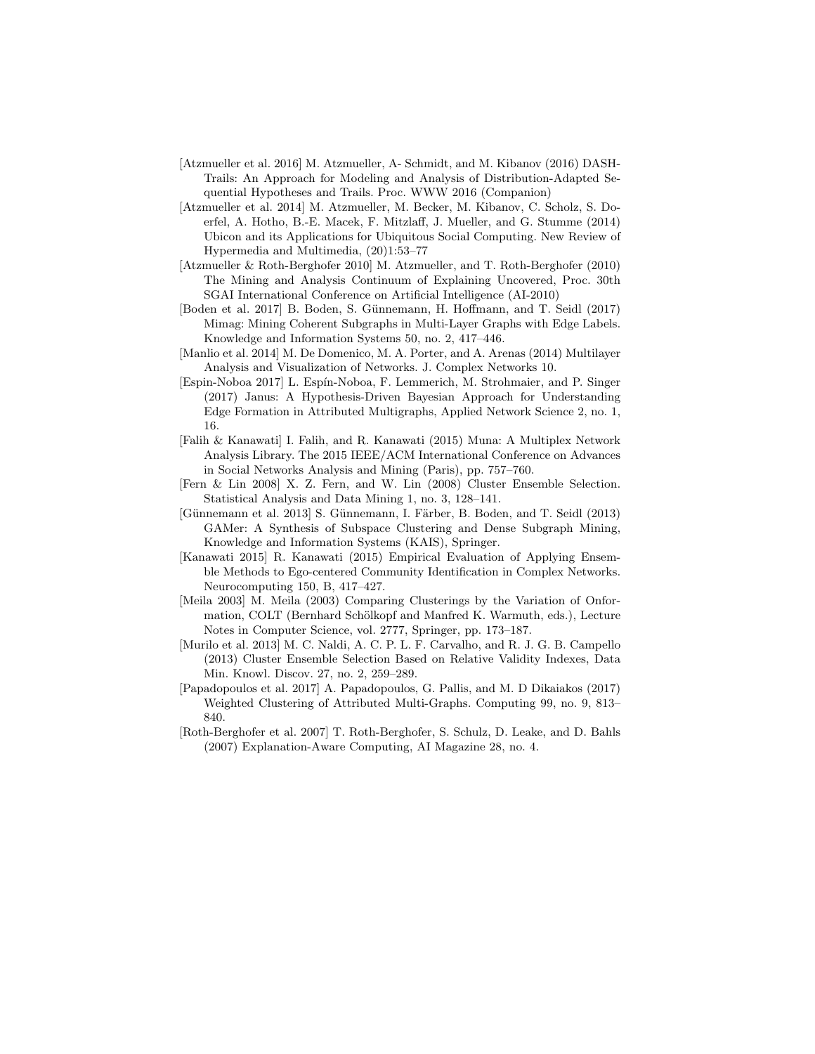[Atzmueller et al. 2016] M. Atzmueller, A- Schmidt, and M. Kibanov (2016) DASH-Trails: An Approach for Modeling and Analysis of Distribution-Adapted Sequential Hypotheses and Trails. Proc. WWW 2016 (Companion)

[Atzmueller et al. 2014] M. Atzmueller, M. Becker, M. Kibanov, C. Scholz, S. Doerfel, A. Hotho, B.-E. Macek, F. Mitzlaff, J. Mueller, and G. Stumme (2014) Ubicon and its Applications for Ubiquitous Social Computing. New Review of Hypermedia and Multimedia, (20)1:53–77

[Atzmueller & Roth-Berghofer 2010] M. Atzmueller, and T. Roth-Berghofer (2010) The Mining and Analysis Continuum of Explaining Uncovered, Proc. 30th SGAI International Conference on Artificial Intelligence (AI-2010)

[Boden et al. 2017] B. Boden, S. Günnemann, H. Hoffmann, and T. Seidl (2017) Mimag: Mining Coherent Subgraphs in Multi-Layer Graphs with Edge Labels. Knowledge and Information Systems 50, no. 2, 417–446.

[Manlio et al. 2014] M. De Domenico, M. A. Porter, and A. Arenas (2014) Multilayer Analysis and Visualization of Networks. J. Complex Networks 10.

[Espin-Noboa 2017] L. Espín-Noboa, F. Lemmerich, M. Strohmaier, and P. Singer (2017) Janus: A Hypothesis-Driven Bayesian Approach for Understanding Edge Formation in Attributed Multigraphs, Applied Network Science 2, no. 1, 16.

[Falih & Kanawati] I. Falih, and R. Kanawati (2015) Muna: A Multiplex Network Analysis Library. The 2015 IEEE/ACM International Conference on Advances in Social Networks Analysis and Mining (Paris), pp. 757–760.

[Fern & Lin 2008] X. Z. Fern, and W. Lin (2008) Cluster Ensemble Selection. Statistical Analysis and Data Mining 1, no. 3, 128–141.

[Günnemann et al. 2013] S. Günnemann, I. Färber, B. Boden, and T. Seidl (2013) GAMer: A Synthesis of Subspace Clustering and Dense Subgraph Mining, Knowledge and Information Systems (KAIS), Springer.

[Kanawati 2015] R. Kanawati (2015) Empirical Evaluation of Applying Ensemble Methods to Ego-centered Community Identification in Complex Networks. Neurocomputing 150, B, 417–427.

[Meila 2003] M. Meila (2003) Comparing Clusterings by the Variation of Onformation, COLT (Bernhard Schölkopf and Manfred K. Warmuth, eds.), Lecture Notes in Computer Science, vol. 2777, Springer, pp. 173–187.

[Murilo et al. 2013] M. C. Naldi, A. C. P. L. F. Carvalho, and R. J. G. B. Campello (2013) Cluster Ensemble Selection Based on Relative Validity Indexes, Data Min. Knowl. Discov. 27, no. 2, 259–289.

[Papadopoulos et al. 2017] A. Papadopoulos, G. Pallis, and M. D Dikaiakos (2017) Weighted Clustering of Attributed Multi-Graphs. Computing 99, no. 9, 813–840.

[Roth-Berghofer et al. 2007] T. Roth-Berghofer, S. Schulz, D. Leake, and D. Bahls (2007) Explanation-Aware Computing, AI Magazine 28, no. 4.